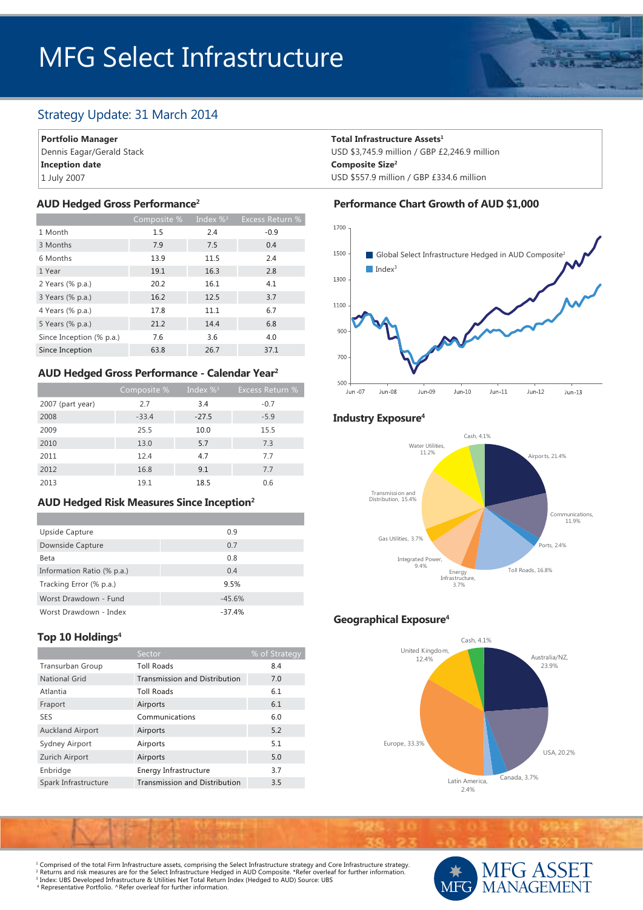# MFG Select Infrastructure

## Strategy Update: 31 March 2014

**Portfolio Manager**
Dennis Eagar/Gerald Stack
**Inception date**
1 July 2007

**Total Infrastructure Assets**[1]
USD $3,745.9 million / GBP £2,246.9 million
**Composite Size**[2]
USD $557.9 million / GBP £334.6 million

### AUD Hedged Gross Performance[2]

| | Composite % | Index %[3] | Excess Return % |
|---|---|---|---|
| 1 Month | 1.5 | 2.4 | -0.9 |
| 3 Months | 7.9 | 7.5 | 0.4 |
| 6 Months | 13.9 | 11.5 | 2.4 |
| 1 Year | 19.1 | 16.3 | 2.8 |
| 2 Years (% p.a.) | 20.2 | 16.1 | 4.1 |
| 3 Years (% p.a.) | 16.2 | 12.5 | 3.7 |
| 4 Years (% p.a.) | 17.8 | 11.1 | 6.7 |
| 5 Years (% p.a.) | 21.2 | 14.4 | 6.8 |
| Since Inception (% p.a.) | 7.6 | 3.6 | 4.0 |
| Since Inception | 63.8 | 26.7 | 37.1 |

### AUD Hedged Gross Performance - Calendar Year[2]

| | Composite % | Index %[3] | Excess Return % |
|---|---|---|---|
| 2007 (part year) | 2.7 | 3.4 | -0.7 |
| 2008 | -33.4 | -27.5 | -5.9 |
| 2009 | 25.5 | 10.0 | 15.5 |
| 2010 | 13.0 | 5.7 | 7.3 |
| 2011 | 12.4 | 4.7 | 7.7 |
| 2012 | 16.8 | 9.1 | 7.7 |
| 2013 | 19.1 | 18.5 | 0.6 |

### AUD Hedged Risk Measures Since Inception[2]

| | |
|---|---|
| Upside Capture | 0.9 |
| Downside Capture | 0.7 |
| Beta | 0.8 |
| Information Ratio (% p.a.) | 0.4 |
| Tracking Error (% p.a.) | 9.5% |
| Worst Drawdown - Fund | -45.6% |
| Worst Drawdown - Index | -37.4% |

### Top 10 Holdings[4]

| | Sector | % of Strategy |
|---|---|---|
| Transurban Group | Toll Roads | 8.4 |
| National Grid | Transmission and Distribution | 7.0 |
| Atlantia | Toll Roads | 6.1 |
| Fraport | Airports | 6.1 |
| SES | Communications | 6.0 |
| Auckland Airport | Airports | 5.2 |
| Sydney Airport | Airports | 5.1 |
| Zurich Airport | Airports | 5.0 |
| Enbridge | Energy Infrastructure | 3.7 |
| Spark Infrastructure | Transmission and Distribution | 3.5 |

### Performance Chart Growth of AUD $1,000

Global Select Infrastructure Hedged in AUD Composite[2]
Index[3]

### Industry Exposure[4]

| Sector | % |
|---|---|
| Airports | 21.4% |
| Communications | 11.9% |
| Ports | 2.4% |
| Toll Roads | 16.8% |
| Energy Infrastructure | 3.7% |
| Integrated Power | 9.4% |
| Gas Utilities | 3.7% |
| Transmission and Distribution | 15.4% |
| Water Utilities | 11.2% |
| Cash | 4.1% |

### Geographical Exposure[4]

| Region | % |
|---|---|
| Australia/NZ | 23.9% |
| USA | 20.2% |
| Canada | 3.7% |
| Latin America | 2.4% |
| Europe | 33.3% |
| United Kingdom | 12.4% |
| Cash | 4.1% |

[1] Comprised of the total Firm Infrastructure assets, comprising the Select Infrastructure strategy and Core Infrastructure strategy.
[2] Returns and risk measures are for the Select Infrastructure Hedged in AUD Composite. *Refer overleaf for further information.
[3] Index: UBS Developed Infrastructure & Utilities Net Total Return Index (Hedged to AUD) Source: UBS
[4] Representative Portfolio. ^Refer overleaf for further information.

MFG ASSET MANAGEMENT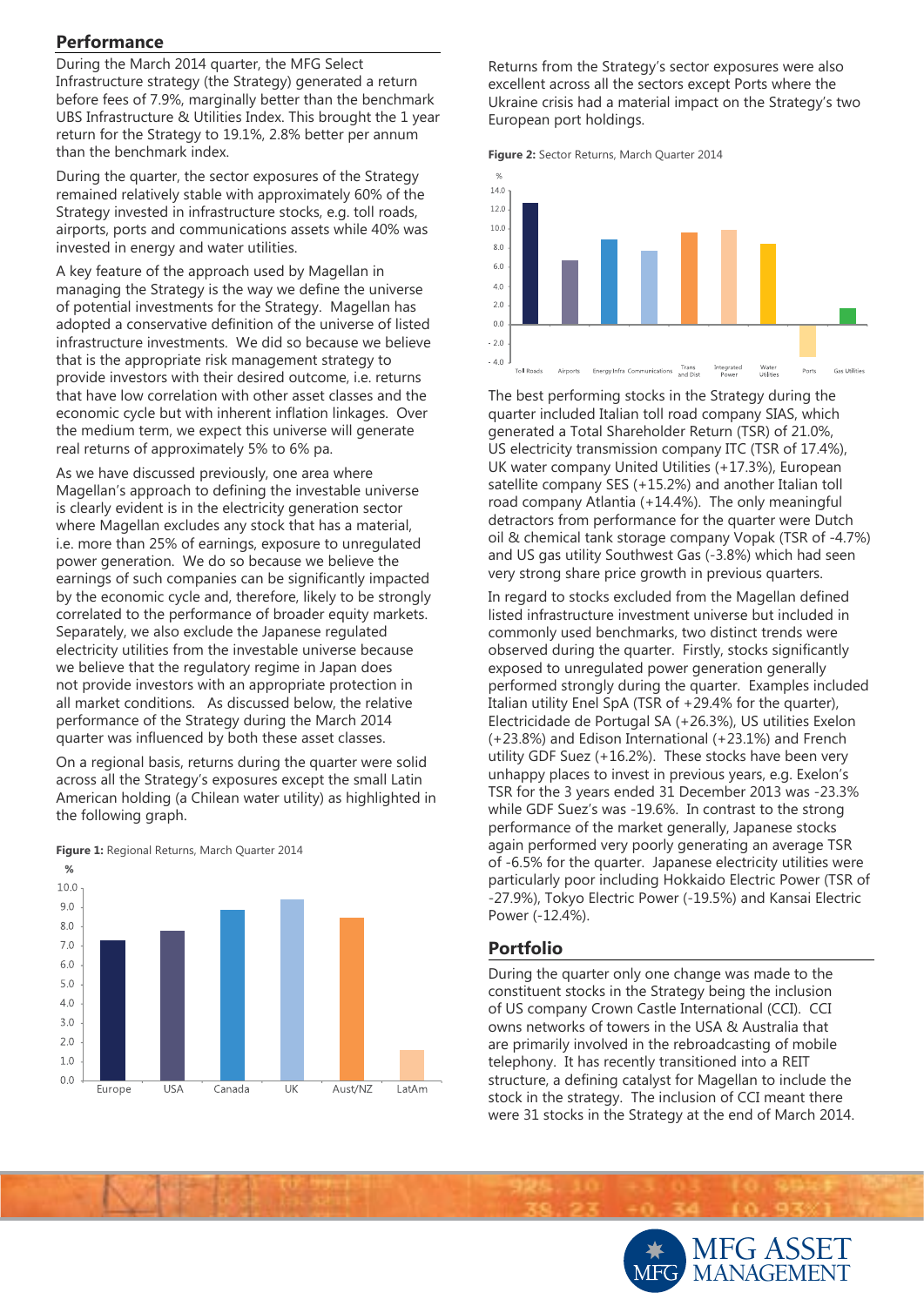## Performance

During the March 2014 quarter, the MFG Select Infrastructure strategy (the Strategy) generated a return before fees of 7.9%, marginally better than the benchmark UBS Infrastructure & Utilities Index. This brought the 1 year return for the Strategy to 19.1%, 2.8% better per annum than the benchmark index.

During the quarter, the sector exposures of the Strategy remained relatively stable with approximately 60% of the Strategy invested in infrastructure stocks, e.g. toll roads, airports, ports and communications assets while 40% was invested in energy and water utilities.

A key feature of the approach used by Magellan in managing the Strategy is the way we define the universe of potential investments for the Strategy. Magellan has adopted a conservative definition of the universe of listed infrastructure investments. We did so because we believe that is the appropriate risk management strategy to provide investors with their desired outcome, i.e. returns that have low correlation with other asset classes and the economic cycle but with inherent inflation linkages. Over the medium term, we expect this universe will generate real returns of approximately 5% to 6% pa.

As we have discussed previously, one area where Magellan's approach to defining the investable universe is clearly evident is in the electricity generation sector where Magellan excludes any stock that has a material, i.e. more than 25% of earnings, exposure to unregulated power generation. We do so because we believe the earnings of such companies can be significantly impacted by the economic cycle and, therefore, likely to be strongly correlated to the performance of broader equity markets. Separately, we also exclude the Japanese regulated electricity utilities from the investable universe because we believe that the regulatory regime in Japan does not provide investors with an appropriate protection in all market conditions. As discussed below, the relative performance of the Strategy during the March 2014 quarter was influenced by both these asset classes.

On a regional basis, returns during the quarter were solid across all the Strategy's exposures except the small Latin American holding (a Chilean water utility) as highlighted in the following graph.

**Figure 1:** Regional Returns, March Quarter 2014

Returns from the Strategy's sector exposures were also excellent across all the sectors except Ports where the Ukraine crisis had a material impact on the Strategy's two European port holdings.

**Figure 2:** Sector Returns, March Quarter 2014

The best performing stocks in the Strategy during the quarter included Italian toll road company SIAS, which generated a Total Shareholder Return (TSR) of 21.0%, US electricity transmission company ITC (TSR of 17.4%), UK water company United Utilities (+17.3%), European satellite company SES (+15.2%) and another Italian toll road company Atlantia (+14.4%). The only meaningful detractors from performance for the quarter were Dutch oil & chemical tank storage company Vopak (TSR of -4.7%) and US gas utility Southwest Gas (-3.8%) which had seen very strong share price growth in previous quarters.

In regard to stocks excluded from the Magellan defined listed infrastructure investment universe but included in commonly used benchmarks, two distinct trends were observed during the quarter. Firstly, stocks significantly exposed to unregulated power generation generally performed strongly during the quarter. Examples included Italian utility Enel SpA (TSR of +29.4% for the quarter), Electricidade de Portugal SA (+26.3%), US utilities Exelon (+23.8%) and Edison International (+23.1%) and French utility GDF Suez (+16.2%). These stocks have been very unhappy places to invest in previous years, e.g. Exelon's TSR for the 3 years ended 31 December 2013 was -23.3% while GDF Suez's was -19.6%. In contrast to the strong performance of the market generally, Japanese stocks again performed very poorly generating an average TSR of -6.5% for the quarter. Japanese electricity utilities were particularly poor including Hokkaido Electric Power (TSR of -27.9%), Tokyo Electric Power (-19.5%) and Kansai Electric Power (-12.4%).

## Portfolio

During the quarter only one change was made to the constituent stocks in the Strategy being the inclusion of US company Crown Castle International (CCI). CCI owns networks of towers in the USA & Australia that are primarily involved in the rebroadcasting of mobile telephony. It has recently transitioned into a REIT structure, a defining catalyst for Magellan to include the stock in the strategy. The inclusion of CCI meant there were 31 stocks in the Strategy at the end of March 2014.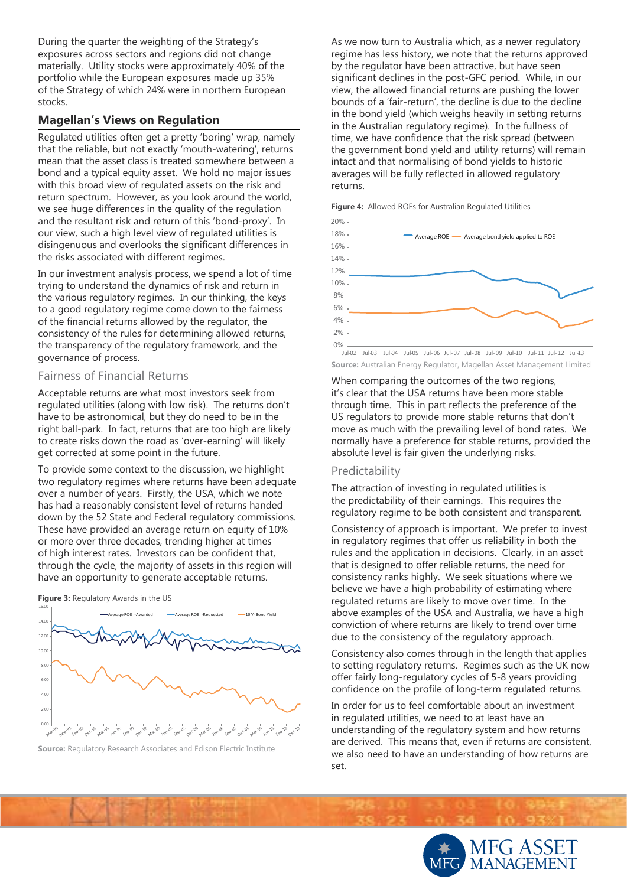During the quarter the weighting of the Strategy's exposures across sectors and regions did not change materially. Utility stocks were approximately 40% of the portfolio while the European exposures made up 35% of the Strategy of which 24% were in northern European stocks.

## Magellan's Views on Regulation

Regulated utilities often get a pretty 'boring' wrap, namely that the reliable, but not exactly 'mouth-watering', returns mean that the asset class is treated somewhere between a bond and a typical equity asset. We hold no major issues with this broad view of regulated assets on the risk and return spectrum. However, as you look around the world, we see huge differences in the quality of the regulation and the resultant risk and return of this 'bond-proxy'. In our view, such a high level view of regulated utilities is disingenuous and overlooks the significant differences in the risks associated with different regimes.

In our investment analysis process, we spend a lot of time trying to understand the dynamics of risk and return in the various regulatory regimes. In our thinking, the keys to a good regulatory regime come down to the fairness of the financial returns allowed by the regulator, the consistency of the rules for determining allowed returns, the transparency of the regulatory framework, and the governance of process.

### Fairness of Financial Returns

Acceptable returns are what most investors seek from regulated utilities (along with low risk). The returns don't have to be astronomical, but they do need to be in the right ball-park. In fact, returns that are too high are likely to create risks down the road as 'over-earning' will likely get corrected at some point in the future.

To provide some context to the discussion, we highlight two regulatory regimes where returns have been adequate over a number of years. Firstly, the USA, which we note has had a reasonably consistent level of returns handed down by the 52 State and Federal regulatory commissions. These have provided an average return on equity of 10% or more over three decades, trending higher at times of high interest rates. Investors can be confident that, through the cycle, the majority of assets in this region will have an opportunity to generate acceptable returns.

**Figure 3:** Regulatory Awards in the US

**Source:** Regulatory Research Associates and Edison Electric Institute

As we now turn to Australia which, as a newer regulatory regime has less history, we note that the returns approved by the regulator have been attractive, but have seen significant declines in the post-GFC period. While, in our view, the allowed financial returns are pushing the lower bounds of a 'fair-return', the decline is due to the decline in the bond yield (which weighs heavily in setting returns in the Australian regulatory regime). In the fullness of time, we have confidence that the risk spread (between the government bond yield and utility returns) will remain intact and that normalising of bond yields to historic averages will be fully reflected in allowed regulatory returns.

**Figure 4:** Allowed ROEs for Australian Regulated Utilities

**Source:** Australian Energy Regulator, Magellan Asset Management Limited

When comparing the outcomes of the two regions, it's clear that the USA returns have been more stable through time. This in part reflects the preference of the US regulators to provide more stable returns that don't move as much with the prevailing level of bond rates. We normally have a preference for stable returns, provided the absolute level is fair given the underlying risks.

### Predictability

The attraction of investing in regulated utilities is the predictability of their earnings. This requires the regulatory regime to be both consistent and transparent.

Consistency of approach is important. We prefer to invest in regulatory regimes that offer us reliability in both the rules and the application in decisions. Clearly, in an asset that is designed to offer reliable returns, the need for consistency ranks highly. We seek situations where we believe we have a high probability of estimating where regulated returns are likely to move over time. In the above examples of the USA and Australia, we have a high conviction of where returns are likely to trend over time due to the consistency of the regulatory approach.

Consistency also comes through in the length that applies to setting regulatory returns. Regimes such as the UK now offer fairly long-regulatory cycles of 5-8 years providing confidence on the profile of long-term regulated returns.

In order for us to feel comfortable about an investment in regulated utilities, we need to at least have an understanding of the regulatory system and how returns are derived. This means that, even if returns are consistent, we also need to have an understanding of how returns are set.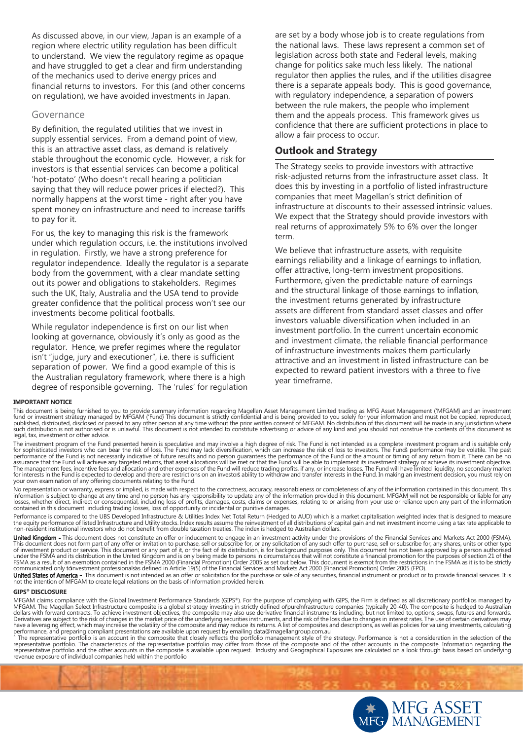As discussed above, in our view, Japan is an example of a region where electric utility regulation has been difficult to understand. We view the regulatory regime as opaque and have struggled to get a clear and firm understanding of the mechanics used to derive energy prices and financial returns to investors. For this (and other concerns on regulation), we have avoided investments in Japan.

### Governance

By definition, the regulated utilities that we invest in supply essential services. From a demand point of view, this is an attractive asset class, as demand is relatively stable throughout the economic cycle. However, a risk for investors is that essential services can become a political 'hot-potato' (Who doesn't recall hearing a politician saying that they will reduce power prices if elected?). This normally happens at the worst time - right after you have spent money on infrastructure and need to increase tariffs to pay for it.

For us, the key to managing this risk is the framework under which regulation occurs, i.e. the institutions involved in regulation. Firstly, we have a strong preference for regulator independence. Ideally the regulator is a separate body from the government, with a clear mandate setting out its power and obligations to stakeholders. Regimes such the UK, Italy, Australia and the USA tend to provide greater confidence that the political process won't see our investments become political footballs.

While regulator independence is first on our list when looking at governance, obviously it's only as good as the regulator. Hence, we prefer regimes where the regulator isn't "judge, jury and executioner", i.e. there is sufficient separation of power. We find a good example of this is the Australian regulatory framework, where there is a high degree of responsible governing. The 'rules' for regulation are set by a body whose job is to create regulations from the national laws. These laws represent a common set of legislation across both state and Federal levels, making change for politics sake much less likely. The national regulator then applies the rules, and if the utilities disagree there is a separate appeals body. This is good governance, with regulatory independence, a separation of powers between the rule makers, the people who implement them and the appeals process. This framework gives us confidence that there are sufficient protections in place to allow a fair process to occur.

## Outlook and Strategy

The Strategy seeks to provide investors with attractive risk-adjusted returns from the infrastructure asset class. It does this by investing in a portfolio of listed infrastructure companies that meet Magellan's strict definition of infrastructure at discounts to their assessed intrinsic values. We expect that the Strategy should provide investors with real returns of approximately 5% to 6% over the longer term.

We believe that infrastructure assets, with requisite earnings reliability and a linkage of earnings to inflation, offer attractive, long-term investment propositions. Furthermore, given the predictable nature of earnings and the structural linkage of those earnings to inflation, the investment returns generated by infrastructure assets are different from standard asset classes and offer investors valuable diversification when included in an investment portfolio. In the current uncertain economic and investment climate, the reliable financial performance of infrastructure investments makes them particularly attractive and an investment in listed infrastructure can be expected to reward patient investors with a three to five year timeframe.

**IMPORTANT NOTICE**

This document is being furnished to you to provide summary information regarding Magellan Asset Management Limited trading as MFG Asset Management ('MFGAM') and an investment fund or investment strategy managed by MFGAM ('Fund') This document is strictly confidential and is being provided to you solely for your information and must not be copied, reproduced, published, distributed, disclosed or passed to any other person at any time without the prior written consent of MFGAM. No distribution of this document will be made in any jurisdiction where such distribution is not authorised or is unlawful. This document is not intended to constitute advertising or advice of any kind and you should not construe the contents of this document as legal, tax, investment or other advice.

The investment program of the Fund presented herein is speculative and may involve a high degree of risk. The Fund is not intended as a complete investment program and is suitable only for sophisticated investors who can bear the risk of loss. The Fund may lack diversification, which can increase the risk of loss to investors. The Fund's performance may be volatile. The past performance of the Fund is not necessarily indicative of future results and no person guarantees the performance of the Fund or the amount or timing of any return from it. There can be no assurance that the Fund will achieve any targeted returns, that asset allocations will be met or that the Fund will be able to implement its investment strategy or achieve its investment objective. The management fees, incentive fees and allocation and other expenses of the Fund will reduce trading profits, if any, or increase losses. The Fund will have limited liquidity, no secondary market for interests in the Fund is expected to develop and there are restrictions on an investor's ability to withdraw and transfer interests in the Fund. In making an investment decision, you must rely on your own examination of any offering documents relating to the Fund.

No representation or warranty, express or implied, is made with respect to the correctness, accuracy, reasonableness or completeness of any of the information contained in this document. This information is subject to change at any time and no person has any responsibility to update any of the information provided in this document. MFGAM will not be responsible or liable for any losses, whether direct, indirect or consequential, including loss of profits, damages, costs, claims or expenses, relating to or arising from your use or reliance upon any part of the information contained in this document including trading losses, loss of opportunity or incidental or punitive damages.

Performance is compared to the UBS Developed Infrastructure & Utilities Index Net Total Return (Hedged to AUD) which is a market capitalisation weighted index that is designed to measure the equity performance of listed Infrastructure and Utility stocks. Index results assume the reinvestment of all distributions of capital gain and net investment income using a tax rate applicable to non-resident institutional investors who do not benefit from double taxation treaties. The index is hedged to Australian dollars.

**United Kingdom -** This document does not constitute an offer or inducement to engage in an investment activity under the provisions of the Financial Services and Markets Act 2000 (FSMA). This document does not form part of any offer or invitation to purchase, sell or subscribe for, or any solicitation of any such offer to purchase, sell or subscribe for, any shares, units or other type of investment product or service. This document or any part of it, or the fact of its distribution, is for background purposes only. This document has not been approved by a person authorised under the FSMA and its distribution in the United Kingdom and is only being made to persons in circumstances that will not constitute a financial promotion for the purposes of section 21 of the FSMA as a result of an exemption contained in the FSMA 2000 (Financial Promotion) Order 2005 as set out below. This document is exempt from the restrictions in the FSMA as it is to be strictly communicated only to'investment professionals'as defined in Article 19(5) of the Financial Services and Markets Act 2000 (Financial Promotion) Order 2005 (FPO).

**United States of America -** This document is not intended as an offer or solicitation for the purchase or sale of any securities, financial instrument or product or to provide financial services. It is not the intention of MFGAM to create legal relations on the basis of information provided herein.

**GIPS® DISCLOSURE**

MFGAM claims compliance with the Global Investment Performance Standards (GIPS®). For the purpose of complying with GIPS, the Firm is defined as all discretionary portfolios managed by MFGAM. The Magellan Select Infrastructure composite is a global strategy investing in strictly defined of'pure'infrastructure companies (typically 20-40). The composite is hedged to Australian dollars with forward contracts. To achieve investment objectives, the composite may also use derivative financial instruments including, but not limited to, options, swaps, futures and forwards. Derivatives are subject to the risk of changes in the market price of the underlying securities instruments, and the risk of the loss due to changes in interest rates. The use of certain derivatives may have a leveraging effect, which may increase the volatility of the composite and may reduce its returns. A list of composites and descriptions, as well as policies for valuing investments, calculating performance, and preparing compliant presentations are available upon request by emailing data@magellangroup.com.au

^ The representative portfolio is an account in the composite that closely reflects the portfolio management style of the strategy. Performance is not a consideration in the selection of the representative portfolio. The characteristics of the representative portfolio may differ from those of the composite and of the other accounts in the composite. Information regarding the representative portfolio and the other accounts in the composite is available upon request. Industry and Geographical Exposures are calculated on a look through basis based on underlying revenue exposure of individual companies held within the portfolio

MFG ASSET MANAGEMENT